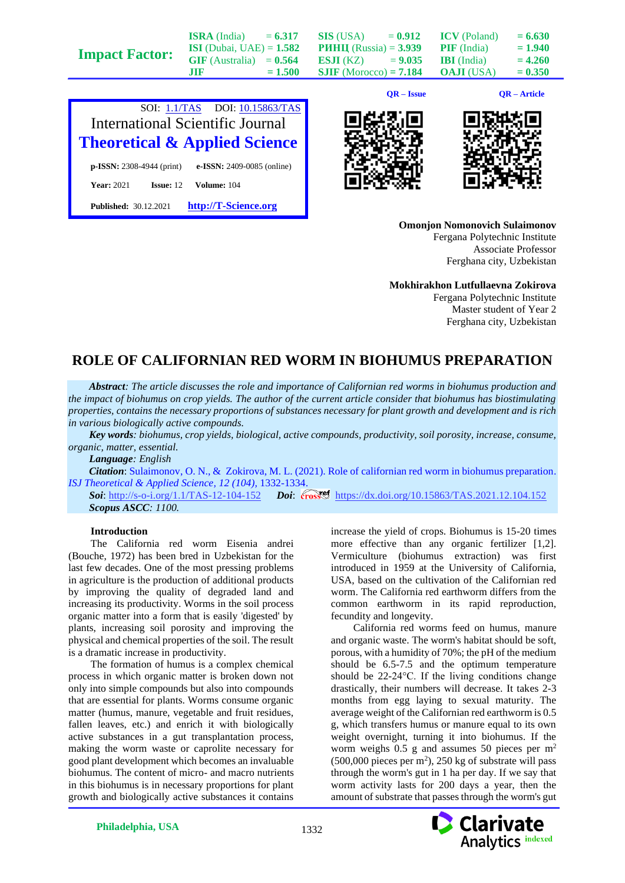SOI: 1.1/TAS DOI: 10.15863/TAS

International Scientific Journal

**Theoretical & Applied Science**

**p-ISSN:** 2308-4944 (print) **e-ISSN:** 2409-0085 (online)

**Year:** 2021 **Issue:** 12 **Volume:** 104

**Published:** 30.12.2021 **http://T-Science.org**

**Omonjon Nomonovich Sulaimonov**
Fergana Polytechnic Institute
Associate Professor
Ferghana city, Uzbekistan

**Mokhirakhon Lutfullaevna Zokirova**
Fergana Polytechnic Institute
Master student of Year 2
Ferghana city, Uzbekistan

# ROLE OF CALIFORNIAN RED WORM IN BIOHUMUS PREPARATION

***Abstract****: The article discusses the role and importance of Californian red worms in biohumus production and the impact of biohumus on crop yields. The author of the current article consider that biohumus has biostimulating properties, contains the necessary proportions of substances necessary for plant growth and development and is rich in various biologically active compounds.*

***Key words****: biohumus, crop yields, biological, active compounds, productivity, soil porosity, increase, consume, organic, matter, essential.*

***Language****: English*

***Citation***: Sulaimonov, O. N., & Zokirova, M. L. (2021). Role of californian red worm in biohumus preparation. *ISJ Theoretical & Applied Science, 12 (104)*, 1332-1334.

***Soi***: http://s-o-i.org/1.1/TAS-12-104-152 ***Doi***: https://dx.doi.org/10.15863/TAS.2021.12.104.152

***Scopus ASCC****: 1100.*

## Introduction

The California red worm Eisenia andrei (Bouche, 1972) has been bred in Uzbekistan for the last few decades. One of the most pressing problems in agriculture is the production of additional products by improving the quality of degraded land and increasing its productivity. Worms in the soil process organic matter into a form that is easily 'digested' by plants, increasing soil porosity and improving the physical and chemical properties of the soil. The result is a dramatic increase in productivity.

The formation of humus is a complex chemical process in which organic matter is broken down not only into simple compounds but also into compounds that are essential for plants. Worms consume organic matter (humus, manure, vegetable and fruit residues, fallen leaves, etc.) and enrich it with biologically active substances in a gut transplantation process, making the worm waste or caprolite necessary for good plant development which becomes an invaluable biohumus. The content of micro- and macro nutrients in this biohumus is in necessary proportions for plant growth and biologically active substances it contains increase the yield of crops. Biohumus is 15-20 times more effective than any organic fertilizer [1,2]. Vermiculture (biohumus extraction) was first introduced in 1959 at the University of California, USA, based on the cultivation of the Californian red worm. The California red earthworm differs from the common earthworm in its rapid reproduction, fecundity and longevity.

California red worms feed on humus, manure and organic waste. The worm's habitat should be soft, porous, with a humidity of 70%; the pH of the medium should be 6.5-7.5 and the optimum temperature should be 22-24°C. If the living conditions change drastically, their numbers will decrease. It takes 2-3 months from egg laying to sexual maturity. The average weight of the Californian red earthworm is 0.5 g, which transfers humus or manure equal to its own weight overnight, turning it into biohumus. If the worm weighs 0.5 g and assumes 50 pieces per $m^2$ (500,000 pieces per $m^2$), 250 kg of substrate will pass through the worm's gut in 1 ha per day. If we say that worm activity lasts for 200 days a year, then the amount of substrate that passes through the worm's gut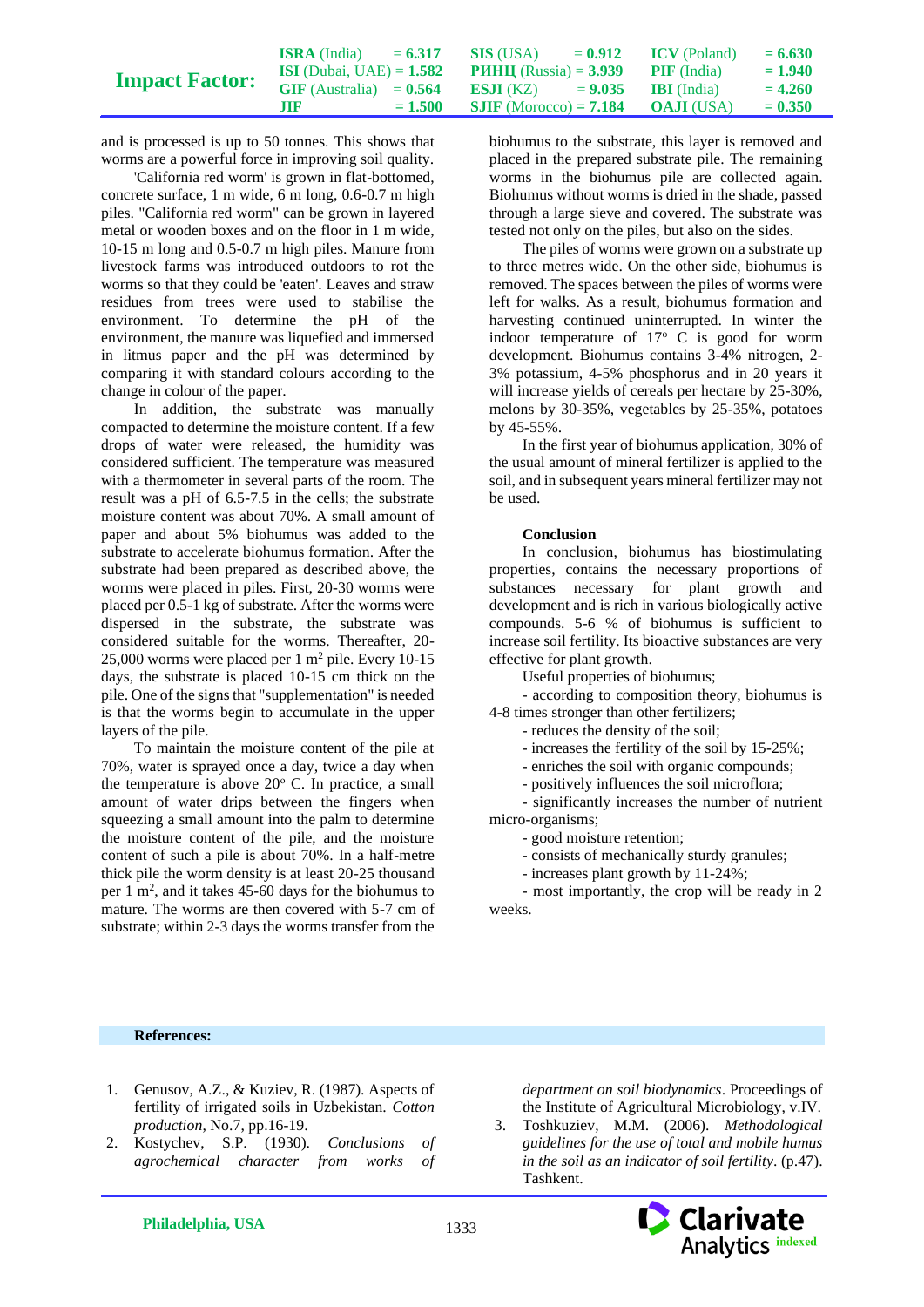and is processed is up to 50 tonnes. This shows that worms are a powerful force in improving soil quality.

'California red worm' is grown in flat-bottomed, concrete surface, 1 m wide, 6 m long, 0.6-0.7 m high piles. "California red worm" can be grown in layered metal or wooden boxes and on the floor in 1 m wide, 10-15 m long and 0.5-0.7 m high piles. Manure from livestock farms was introduced outdoors to rot the worms so that they could be 'eaten'. Leaves and straw residues from trees were used to stabilise the environment. To determine the pH of the environment, the manure was liquefied and immersed in litmus paper and the pH was determined by comparing it with standard colours according to the change in colour of the paper.

In addition, the substrate was manually compacted to determine the moisture content. If a few drops of water were released, the humidity was considered sufficient. The temperature was measured with a thermometer in several parts of the room. The result was a pH of 6.5-7.5 in the cells; the substrate moisture content was about 70%. A small amount of paper and about 5% biohumus was added to the substrate to accelerate biohumus formation. After the substrate had been prepared as described above, the worms were placed in piles. First, 20-30 worms were placed per 0.5-1 kg of substrate. After the worms were dispersed in the substrate, the substrate was considered suitable for the worms. Thereafter, 20-25,000 worms were placed per 1 $m^2$ pile. Every 10-15 days, the substrate is placed 10-15 cm thick on the pile. One of the signs that "supplementation" is needed is that the worms begin to accumulate in the upper layers of the pile.

To maintain the moisture content of the pile at 70%, water is sprayed once a day, twice a day when the temperature is above $20^o$ C. In practice, a small amount of water drips between the fingers when squeezing a small amount into the palm to determine the moisture content of the pile, and the moisture content of such a pile is about 70%. In a half-metre thick pile the worm density is at least 20-25 thousand per 1 $m^2$, and it takes 45-60 days for the biohumus to mature. The worms are then covered with 5-7 cm of substrate; within 2-3 days the worms transfer from the biohumus to the substrate, this layer is removed and placed in the prepared substrate pile. The remaining worms in the biohumus pile are collected again. Biohumus without worms is dried in the shade, passed through a large sieve and covered. The substrate was tested not only on the piles, but also on the sides.

The piles of worms were grown on a substrate up to three metres wide. On the other side, biohumus is removed. The spaces between the piles of worms were left for walks. As a result, biohumus formation and harvesting continued uninterrupted. In winter the indoor temperature of $17^o$ C is good for worm development. Biohumus contains 3-4% nitrogen, 2-3% potassium, 4-5% phosphorus and in 20 years it will increase yields of cereals per hectare by 25-30%, melons by 30-35%, vegetables by 25-35%, potatoes by 45-55%.

In the first year of biohumus application, 30% of the usual amount of mineral fertilizer is applied to the soil, and in subsequent years mineral fertilizer may not be used.

**Conclusion**

In conclusion, biohumus has biostimulating properties, contains the necessary proportions of substances necessary for plant growth and development and is rich in various biologically active compounds. 5-6 % of biohumus is sufficient to increase soil fertility. Its bioactive substances are very effective for plant growth.

Useful properties of biohumus;

- according to composition theory, biohumus is 4-8 times stronger than other fertilizers;
- reduces the density of the soil;
- increases the fertility of the soil by 15-25%;
- enriches the soil with organic compounds;
- positively influences the soil microflora;
- significantly increases the number of nutrient micro-organisms;
- good moisture retention;
- consists of mechanically sturdy granules;
- increases plant growth by 11-24%;
- most importantly, the crop will be ready in 2 weeks.

**References:**

1. Genusov, A.Z., & Kuziev, R. (1987). Aspects of fertility of irrigated soils in Uzbekistan. *Cotton production*, No.7, pp.16-19.
2. Kostychev, S.P. (1930). *Conclusions of agrochemical character from works of department on soil biodynamics*. Proceedings of the Institute of Agricultural Microbiology, v.IV.
3. Toshkuziev, M.M. (2006). *Methodological guidelines for the use of total and mobile humus in the soil as an indicator of soil fertility*. (p.47). Tashkent.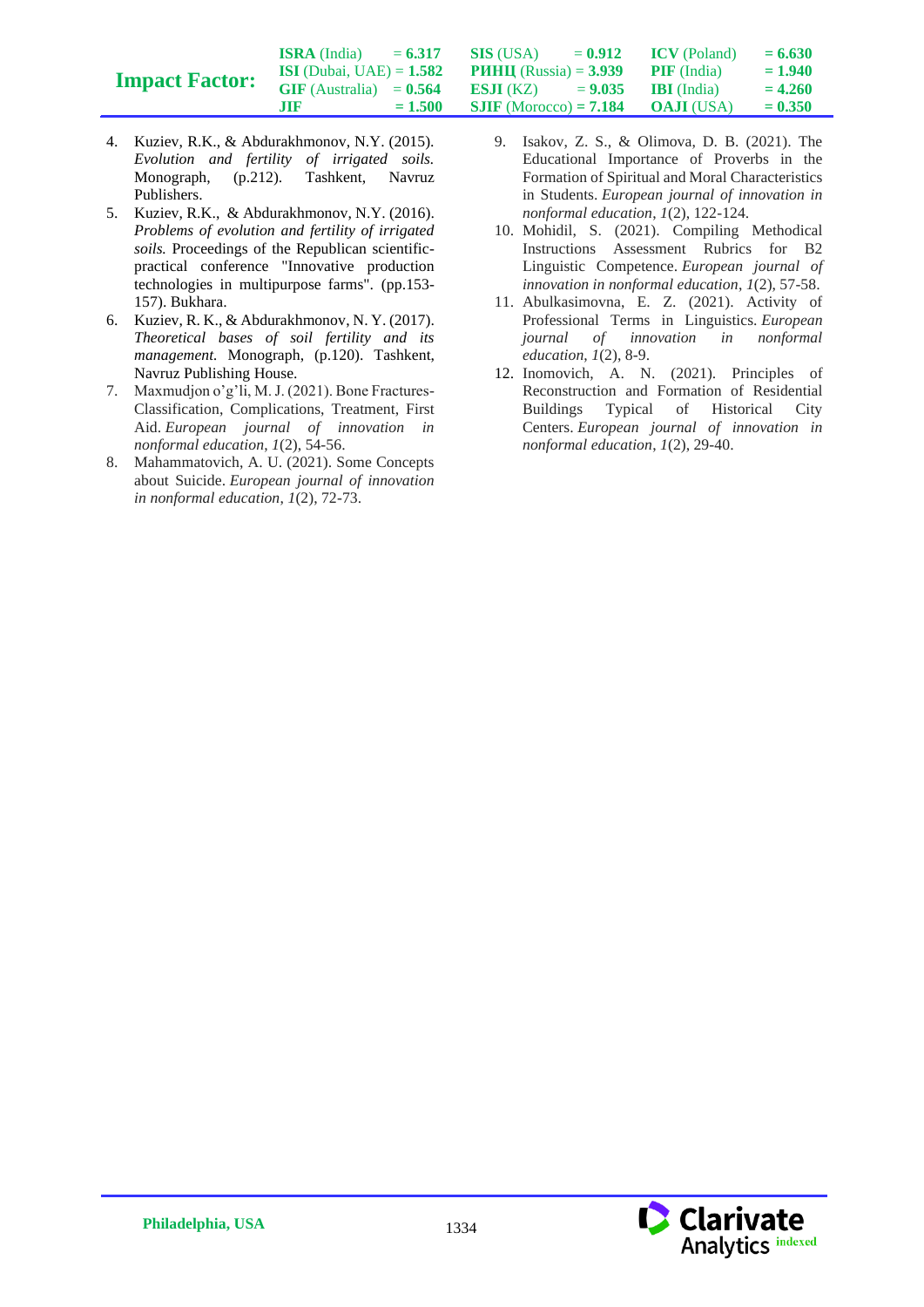4. Kuziev, R.K., & Abdurakhmonov, N.Y. (2015). *Evolution and fertility of irrigated soils.* Monograph, (p.212). Tashkent, Navruz Publishers.
5. Kuziev, R.K., & Abdurakhmonov, N.Y. (2016). *Problems of evolution and fertility of irrigated soils.* Proceedings of the Republican scientific-practical conference "Innovative production technologies in multipurpose farms". (pp.153-157). Bukhara.
6. Kuziev, R. K., & Abdurakhmonov, N. Y. (2017). *Theoretical bases of soil fertility and its management.* Monograph, (p.120). Tashkent, Navruz Publishing House.
7. Maxmudjon o'g'li, M. J. (2021). Bone Fractures-Classification, Complications, Treatment, First Aid. *European journal of innovation in nonformal education*, *1*(2), 54-56.
8. Mahammatovich, A. U. (2021). Some Concepts about Suicide. *European journal of innovation in nonformal education*, *1*(2), 72-73.
9. Isakov, Z. S., & Olimova, D. B. (2021). The Educational Importance of Proverbs in the Formation of Spiritual and Moral Characteristics in Students. *European journal of innovation in nonformal education*, *1*(2), 122-124.
10. Mohidil, S. (2021). Compiling Methodical Instructions Assessment Rubrics for B2 Linguistic Competence. *European journal of innovation in nonformal education*, *1*(2), 57-58.
11. Abulkasimovna, E. Z. (2021). Activity of Professional Terms in Linguistics. *European journal of innovation in nonformal education*, *1*(2), 8-9.
12. Inomovich, A. N. (2021). Principles of Reconstruction and Formation of Residential Buildings Typical of Historical City Centers. *European journal of innovation in nonformal education*, *1*(2), 29-40.